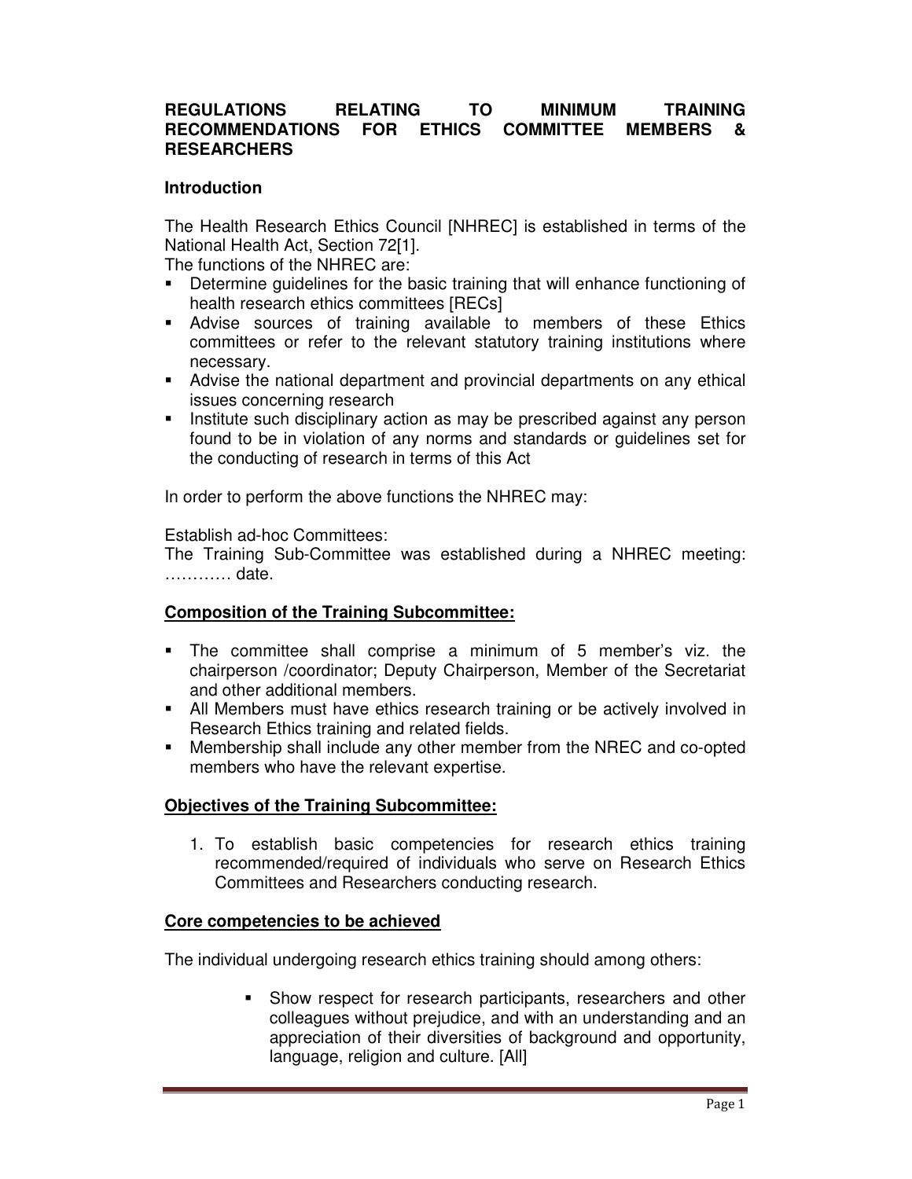**REGULATIONS RELATING TO MINIMUM TRAINING RECOMMENDATIONS FOR ETHICS COMMITTEE MEMBERS & RESEARCHERS**

**Introduction**

The Health Research Ethics Council [NHREC] is established in terms of the National Health Act, Section 72[1].

The functions of the NHREC are:

- Determine guidelines for the basic training that will enhance functioning of health research ethics committees [RECs]
- Advise sources of training available to members of these Ethics committees or refer to the relevant statutory training institutions where necessary.
- Advise the national department and provincial departments on any ethical issues concerning research
- Institute such disciplinary action as may be prescribed against any person found to be in violation of any norms and standards or guidelines set for the conducting of research in terms of this Act

In order to perform the above functions the NHREC may:

Establish ad-hoc Committees:

The Training Sub-Committee was established during a NHREC meeting: ………… date.

**Composition of the Training Subcommittee:**

- The committee shall comprise a minimum of 5 member's viz. the chairperson /coordinator; Deputy Chairperson, Member of the Secretariat and other additional members.
- All Members must have ethics research training or be actively involved in Research Ethics training and related fields.
- Membership shall include any other member from the NREC and co-opted members who have the relevant expertise.

**Objectives of the Training Subcommittee:**

1. To establish basic competencies for research ethics training recommended/required of individuals who serve on Research Ethics Committees and Researchers conducting research.

**Core competencies to be achieved**

The individual undergoing research ethics training should among others:

- Show respect for research participants, researchers and other colleagues without prejudice, and with an understanding and an appreciation of their diversities of background and opportunity, language, religion and culture. [All]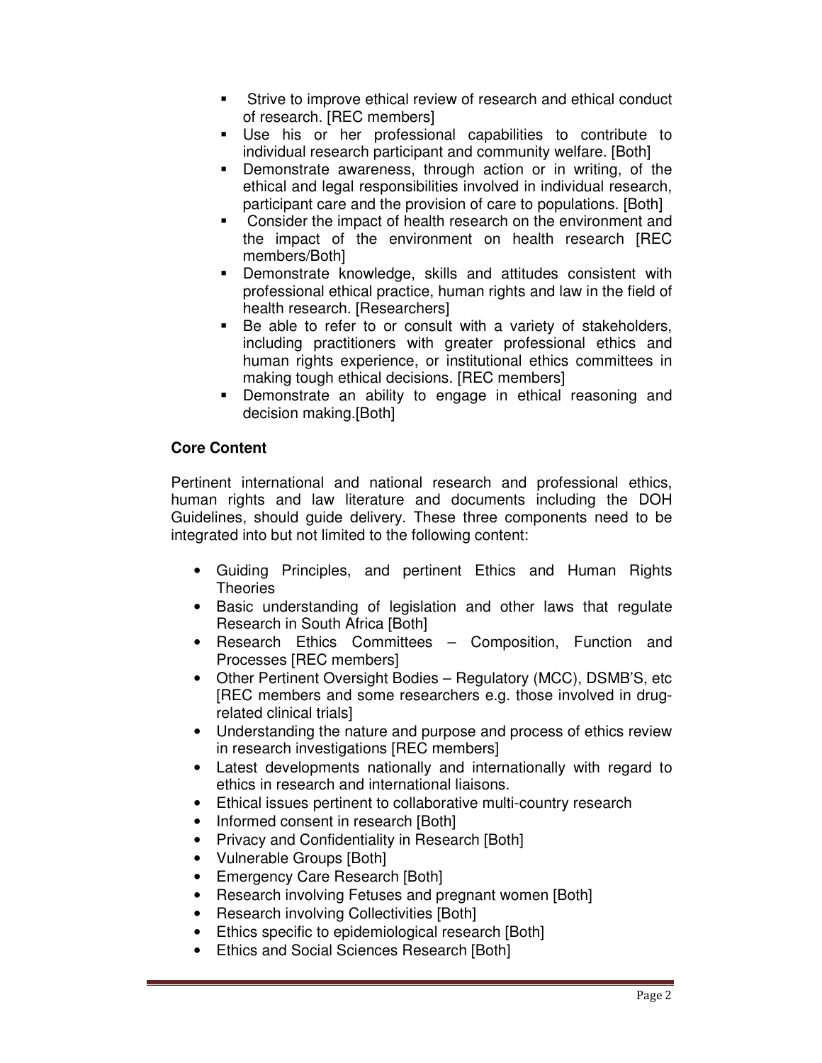- Strive to improve ethical review of research and ethical conduct of research. [REC members]
- Use his or her professional capabilities to contribute to individual research participant and community welfare. [Both]
- Demonstrate awareness, through action or in writing, of the ethical and legal responsibilities involved in individual research, participant care and the provision of care to populations. [Both]
- Consider the impact of health research on the environment and the impact of the environment on health research [REC members/Both]
- Demonstrate knowledge, skills and attitudes consistent with professional ethical practice, human rights and law in the field of health research. [Researchers]
- Be able to refer to or consult with a variety of stakeholders, including practitioners with greater professional ethics and human rights experience, or institutional ethics committees in making tough ethical decisions. [REC members]
- Demonstrate an ability to engage in ethical reasoning and decision making.[Both]

**Core Content**

Pertinent international and national research and professional ethics, human rights and law literature and documents including the DOH Guidelines, should guide delivery. These three components need to be integrated into but not limited to the following content:

- Guiding Principles, and pertinent Ethics and Human Rights Theories
- Basic understanding of legislation and other laws that regulate Research in South Africa [Both]
- Research Ethics Committees – Composition, Function and Processes [REC members]
- Other Pertinent Oversight Bodies – Regulatory (MCC), DSMB'S, etc [REC members and some researchers e.g. those involved in drug-related clinical trials]
- Understanding the nature and purpose and process of ethics review in research investigations [REC members]
- Latest developments nationally and internationally with regard to ethics in research and international liaisons.
- Ethical issues pertinent to collaborative multi-country research
- Informed consent in research [Both]
- Privacy and Confidentiality in Research [Both]
- Vulnerable Groups [Both]
- Emergency Care Research [Both]
- Research involving Fetuses and pregnant women [Both]
- Research involving Collectivities [Both]
- Ethics specific to epidemiological research [Both]
- Ethics and Social Sciences Research [Both]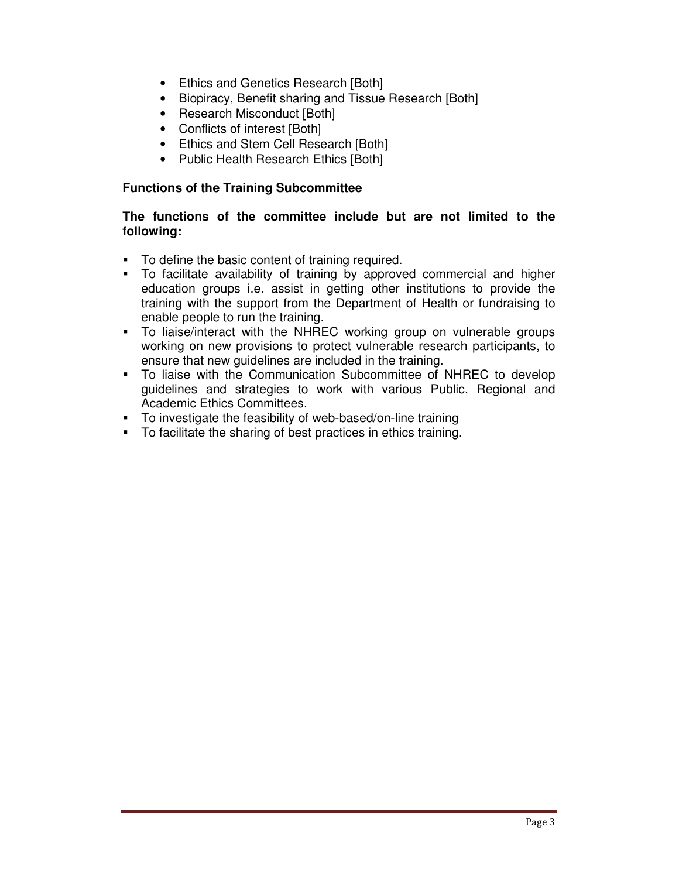- Ethics and Genetics Research [Both]
- Biopiracy, Benefit sharing and Tissue Research [Both]
- Research Misconduct [Both]
- Conflicts of interest [Both]
- Ethics and Stem Cell Research [Both]
- Public Health Research Ethics [Both]

**Functions of the Training Subcommittee**

**The functions of the committee include but are not limited to the following:**

- To define the basic content of training required.
- To facilitate availability of training by approved commercial and higher education groups i.e. assist in getting other institutions to provide the training with the support from the Department of Health or fundraising to enable people to run the training.
- To liaise/interact with the NHREC working group on vulnerable groups working on new provisions to protect vulnerable research participants, to ensure that new guidelines are included in the training.
- To liaise with the Communication Subcommittee of NHREC to develop guidelines and strategies to work with various Public, Regional and Academic Ethics Committees.
- To investigate the feasibility of web-based/on-line training
- To facilitate the sharing of best practices in ethics training.